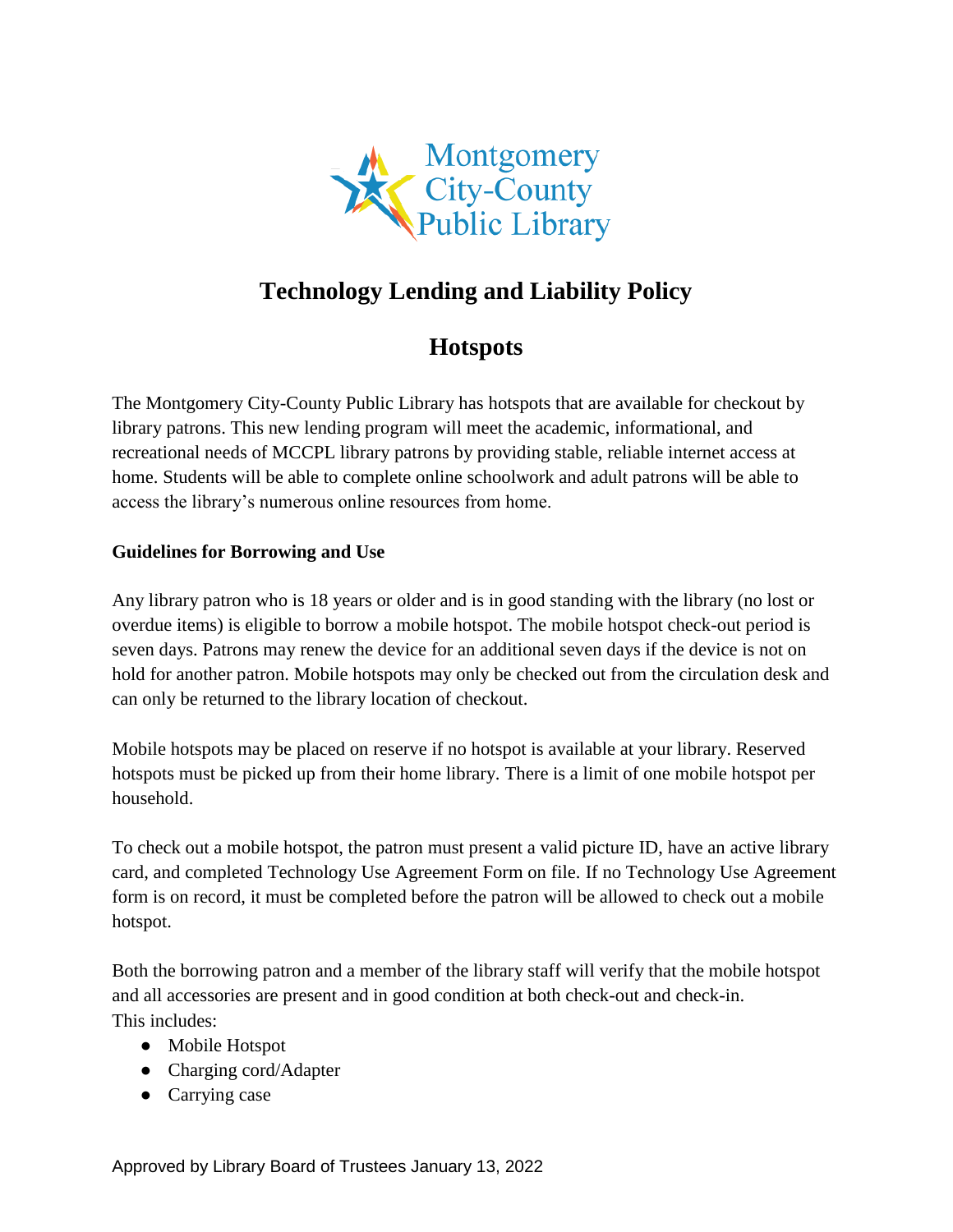# Technology Lending and Liability Policy

## Hotspots

The Montgomery City-County Public Library has hotspots that are available for checkout by library patrons. This new lending program will meet the academic, informational, and recreational needs of MCCPL library patrons by providing stable, reliable internet access at home. Students will be able to complete online schoolwork and adult patrons will be able to access the library's numerous online resources from home.

**Guidelines for Borrowing and Use**

Any library patron who is 18 years or older and is in good standing with the library (no lost or overdue items) is eligible to borrow a mobile hotspot. The mobile hotspot check-out period is seven days. Patrons may renew the device for an additional seven days if the device is not on hold for another patron. Mobile hotspots may only be checked out from the circulation desk and can only be returned to the library location of checkout.

Mobile hotspots may be placed on reserve if no hotspot is available at your library. Reserved hotspots must be picked up from their home library. There is a limit of one mobile hotspot per household.

To check out a mobile hotspot, the patron must present a valid picture ID, have an active library card, and completed Technology Use Agreement Form on file. If no Technology Use Agreement form is on record, it must be completed before the patron will be allowed to check out a mobile hotspot.

Both the borrowing patron and a member of the library staff will verify that the mobile hotspot and all accessories are present and in good condition at both check-out and check-in. This includes:

- Mobile Hotspot
- Charging cord/Adapter
- Carrying case

Approved by Library Board of Trustees January 13, 2022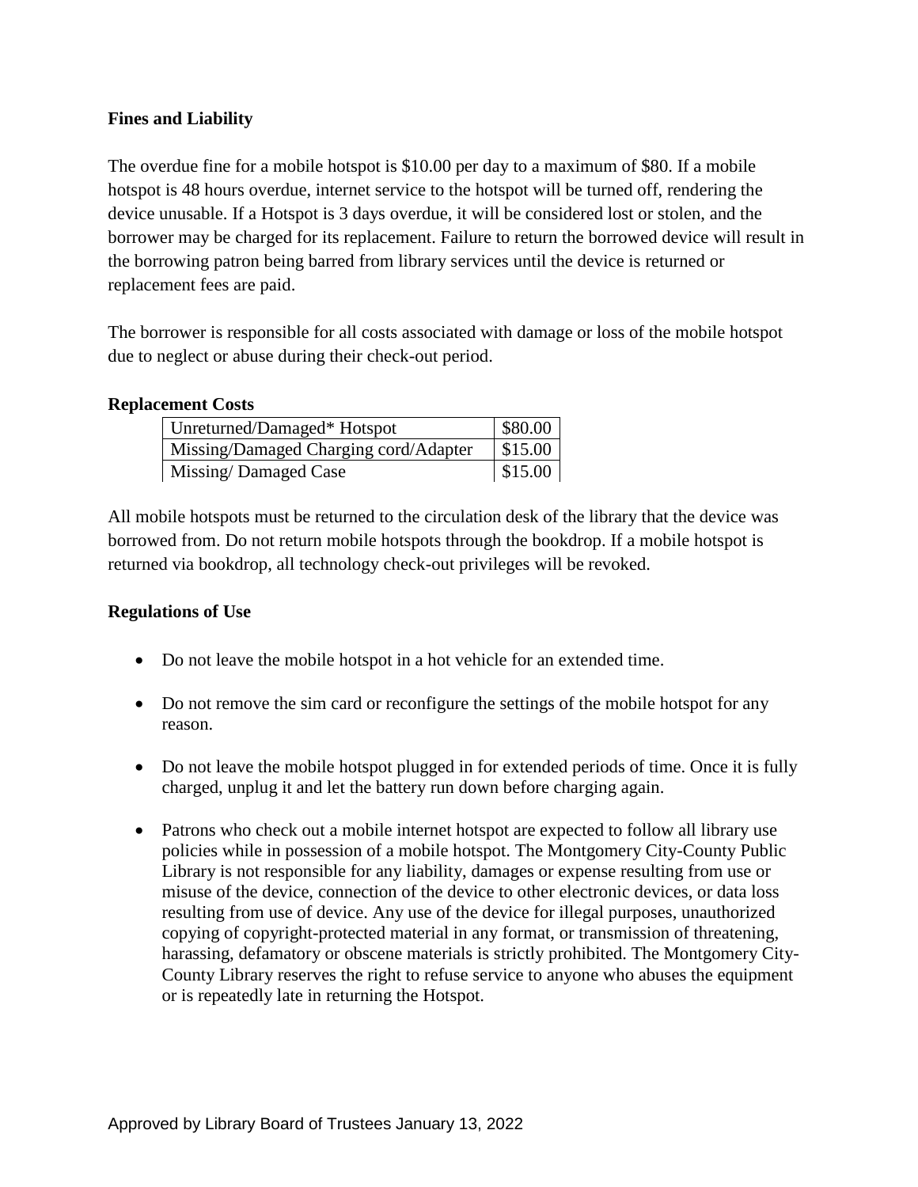**Fines and Liability**

The overdue fine for a mobile hotspot is $10.00 per day to a maximum of $80. If a mobile hotspot is 48 hours overdue, internet service to the hotspot will be turned off, rendering the device unusable. If a Hotspot is 3 days overdue, it will be considered lost or stolen, and the borrower may be charged for its replacement. Failure to return the borrowed device will result in the borrowing patron being barred from library services until the device is returned or replacement fees are paid.

The borrower is responsible for all costs associated with damage or loss of the mobile hotspot due to neglect or abuse during their check-out period.

**Replacement Costs**

| Item | Cost |
|---|---|
| Unreturned/Damaged* Hotspot | $80.00 |
| Missing/Damaged Charging cord/Adapter | $15.00 |
| Missing/ Damaged Case | $15.00 |

All mobile hotspots must be returned to the circulation desk of the library that the device was borrowed from. Do not return mobile hotspots through the bookdrop. If a mobile hotspot is returned via bookdrop, all technology check-out privileges will be revoked.

**Regulations of Use**

- Do not leave the mobile hotspot in a hot vehicle for an extended time.
- Do not remove the sim card or reconfigure the settings of the mobile hotspot for any reason.
- Do not leave the mobile hotspot plugged in for extended periods of time. Once it is fully charged, unplug it and let the battery run down before charging again.
- Patrons who check out a mobile internet hotspot are expected to follow all library use policies while in possession of a mobile hotspot. The Montgomery City-County Public Library is not responsible for any liability, damages or expense resulting from use or misuse of the device, connection of the device to other electronic devices, or data loss resulting from use of device. Any use of the device for illegal purposes, unauthorized copying of copyright-protected material in any format, or transmission of threatening, harassing, defamatory or obscene materials is strictly prohibited. The Montgomery City-County Library reserves the right to refuse service to anyone who abuses the equipment or is repeatedly late in returning the Hotspot.

Approved by Library Board of Trustees January 13, 2022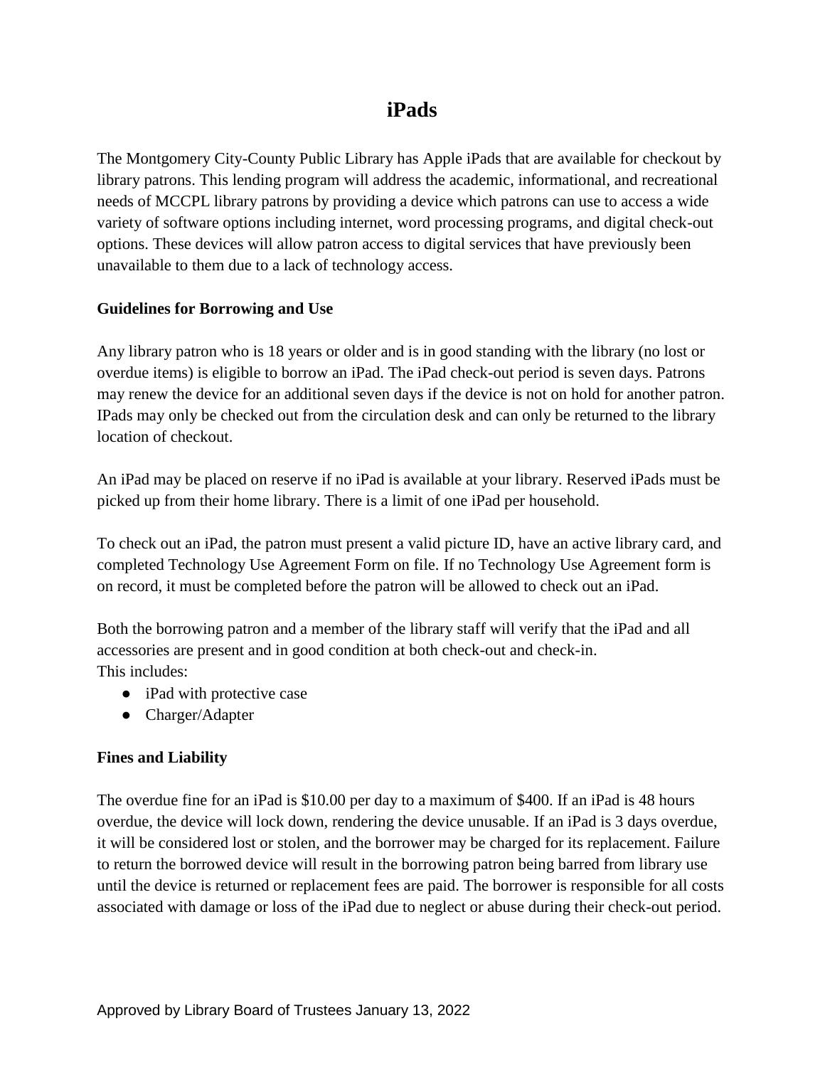# iPads

The Montgomery City-County Public Library has Apple iPads that are available for checkout by library patrons. This lending program will address the academic, informational, and recreational needs of MCCPL library patrons by providing a device which patrons can use to access a wide variety of software options including internet, word processing programs, and digital check-out options. These devices will allow patron access to digital services that have previously been unavailable to them due to a lack of technology access.

**Guidelines for Borrowing and Use**

Any library patron who is 18 years or older and is in good standing with the library (no lost or overdue items) is eligible to borrow an iPad. The iPad check-out period is seven days. Patrons may renew the device for an additional seven days if the device is not on hold for another patron. IPads may only be checked out from the circulation desk and can only be returned to the library location of checkout.

An iPad may be placed on reserve if no iPad is available at your library. Reserved iPads must be picked up from their home library. There is a limit of one iPad per household.

To check out an iPad, the patron must present a valid picture ID, have an active library card, and completed Technology Use Agreement Form on file. If no Technology Use Agreement form is on record, it must be completed before the patron will be allowed to check out an iPad.

Both the borrowing patron and a member of the library staff will verify that the iPad and all accessories are present and in good condition at both check-out and check-in.
This includes:

- iPad with protective case
- Charger/Adapter

**Fines and Liability**

The overdue fine for an iPad is $10.00 per day to a maximum of $400. If an iPad is 48 hours overdue, the device will lock down, rendering the device unusable. If an iPad is 3 days overdue, it will be considered lost or stolen, and the borrower may be charged for its replacement. Failure to return the borrowed device will result in the borrowing patron being barred from library use until the device is returned or replacement fees are paid. The borrower is responsible for all costs associated with damage or loss of the iPad due to neglect or abuse during their check-out period.

Approved by Library Board of Trustees January 13, 2022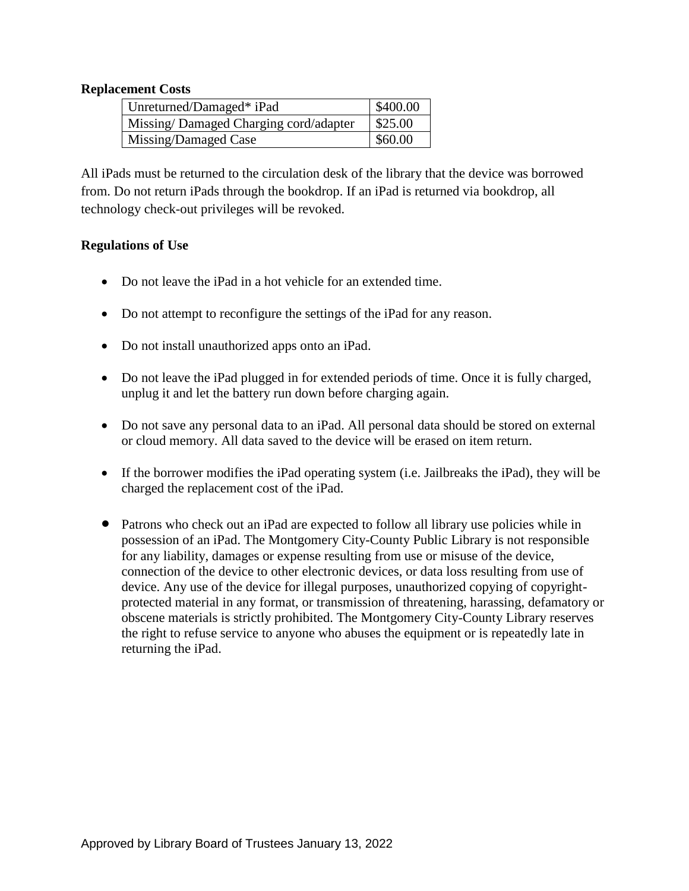**Replacement Costs**

| Unreturned/Damaged* iPad | $400.00 |
| --- | --- |
| Missing/ Damaged Charging cord/adapter | $25.00 |
| Missing/Damaged Case | $60.00 |

All iPads must be returned to the circulation desk of the library that the device was borrowed from. Do not return iPads through the bookdrop. If an iPad is returned via bookdrop, all technology check-out privileges will be revoked.

**Regulations of Use**

- Do not leave the iPad in a hot vehicle for an extended time.
- Do not attempt to reconfigure the settings of the iPad for any reason.
- Do not install unauthorized apps onto an iPad.
- Do not leave the iPad plugged in for extended periods of time. Once it is fully charged, unplug it and let the battery run down before charging again.
- Do not save any personal data to an iPad. All personal data should be stored on external or cloud memory. All data saved to the device will be erased on item return.
- If the borrower modifies the iPad operating system (i.e. Jailbreaks the iPad), they will be charged the replacement cost of the iPad.
- Patrons who check out an iPad are expected to follow all library use policies while in possession of an iPad. The Montgomery City-County Public Library is not responsible for any liability, damages or expense resulting from use or misuse of the device, connection of the device to other electronic devices, or data loss resulting from use of device. Any use of the device for illegal purposes, unauthorized copying of copyright-protected material in any format, or transmission of threatening, harassing, defamatory or obscene materials is strictly prohibited. The Montgomery City-County Library reserves the right to refuse service to anyone who abuses the equipment or is repeatedly late in returning the iPad.

Approved by Library Board of Trustees January 13, 2022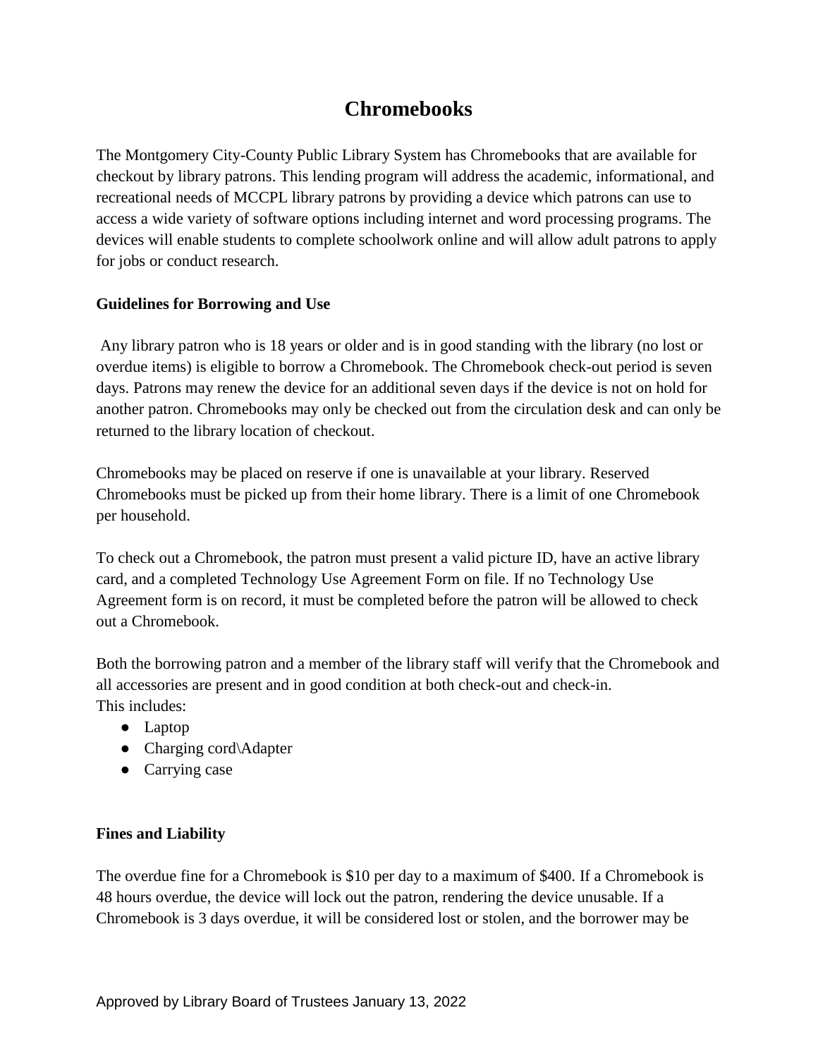# Chromebooks

The Montgomery City-County Public Library System has Chromebooks that are available for checkout by library patrons. This lending program will address the academic, informational, and recreational needs of MCCPL library patrons by providing a device which patrons can use to access a wide variety of software options including internet and word processing programs. The devices will enable students to complete schoolwork online and will allow adult patrons to apply for jobs or conduct research.

**Guidelines for Borrowing and Use**

Any library patron who is 18 years or older and is in good standing with the library (no lost or overdue items) is eligible to borrow a Chromebook. The Chromebook check-out period is seven days. Patrons may renew the device for an additional seven days if the device is not on hold for another patron. Chromebooks may only be checked out from the circulation desk and can only be returned to the library location of checkout.

Chromebooks may be placed on reserve if one is unavailable at your library. Reserved Chromebooks must be picked up from their home library. There is a limit of one Chromebook per household.

To check out a Chromebook, the patron must present a valid picture ID, have an active library card, and a completed Technology Use Agreement Form on file. If no Technology Use Agreement form is on record, it must be completed before the patron will be allowed to check out a Chromebook.

Both the borrowing patron and a member of the library staff will verify that the Chromebook and all accessories are present and in good condition at both check-out and check-in.
This includes:

- Laptop
- Charging cord\Adapter
- Carrying case

**Fines and Liability**

The overdue fine for a Chromebook is $10 per day to a maximum of $400. If a Chromebook is 48 hours overdue, the device will lock out the patron, rendering the device unusable. If a Chromebook is 3 days overdue, it will be considered lost or stolen, and the borrower may be

Approved by Library Board of Trustees January 13, 2022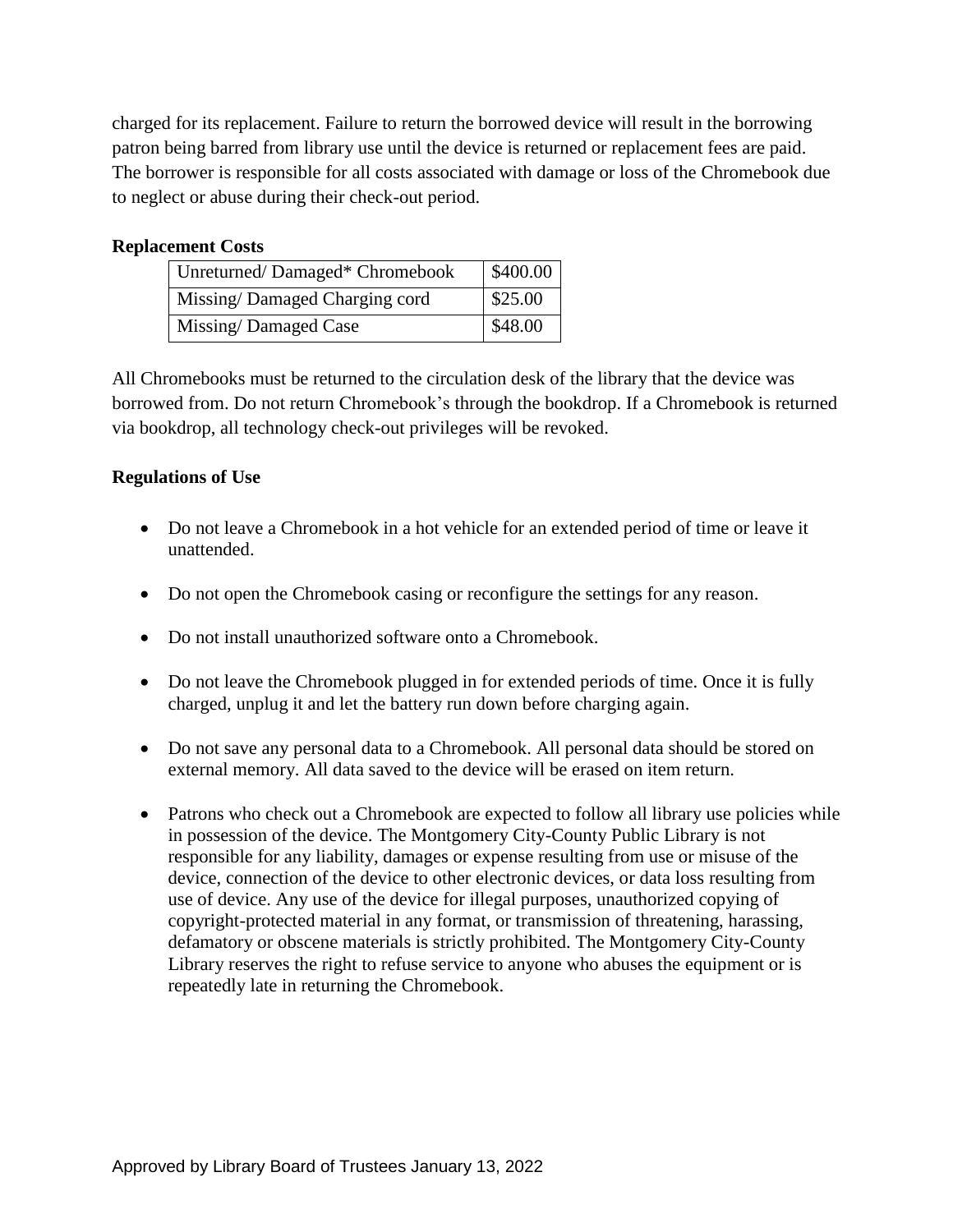charged for its replacement. Failure to return the borrowed device will result in the borrowing patron being barred from library use until the device is returned or replacement fees are paid. The borrower is responsible for all costs associated with damage or loss of the Chromebook due to neglect or abuse during their check-out period.

**Replacement Costs**

| Unreturned/ Damaged* Chromebook | $400.00 |
|---|---|
| Missing/ Damaged Charging cord | $25.00 |
| Missing/ Damaged Case | $48.00 |

All Chromebooks must be returned to the circulation desk of the library that the device was borrowed from. Do not return Chromebook's through the bookdrop. If a Chromebook is returned via bookdrop, all technology check-out privileges will be revoked.

**Regulations of Use**

- Do not leave a Chromebook in a hot vehicle for an extended period of time or leave it unattended.
- Do not open the Chromebook casing or reconfigure the settings for any reason.
- Do not install unauthorized software onto a Chromebook.
- Do not leave the Chromebook plugged in for extended periods of time. Once it is fully charged, unplug it and let the battery run down before charging again.
- Do not save any personal data to a Chromebook. All personal data should be stored on external memory. All data saved to the device will be erased on item return.
- Patrons who check out a Chromebook are expected to follow all library use policies while in possession of the device. The Montgomery City-County Public Library is not responsible for any liability, damages or expense resulting from use or misuse of the device, connection of the device to other electronic devices, or data loss resulting from use of device. Any use of the device for illegal purposes, unauthorized copying of copyright-protected material in any format, or transmission of threatening, harassing, defamatory or obscene materials is strictly prohibited. The Montgomery City-County Library reserves the right to refuse service to anyone who abuses the equipment or is repeatedly late in returning the Chromebook.

Approved by Library Board of Trustees January 13, 2022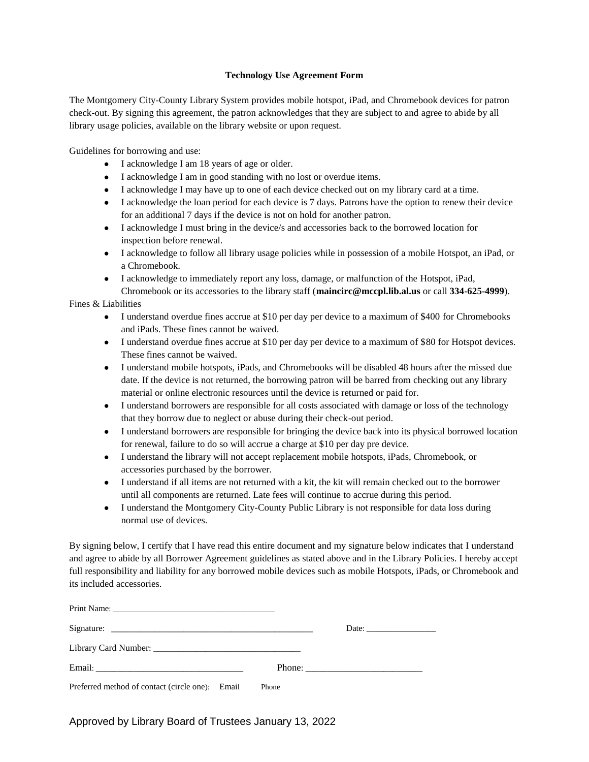**Technology Use Agreement Form**

The Montgomery City-County Library System provides mobile hotspot, iPad, and Chromebook devices for patron check-out. By signing this agreement, the patron acknowledges that they are subject to and agree to abide by all library usage policies, available on the library website or upon request.

Guidelines for borrowing and use:

- I acknowledge I am 18 years of age or older.
- I acknowledge I am in good standing with no lost or overdue items.
- I acknowledge I may have up to one of each device checked out on my library card at a time.
- I acknowledge the loan period for each device is 7 days. Patrons have the option to renew their device for an additional 7 days if the device is not on hold for another patron.
- I acknowledge I must bring in the device/s and accessories back to the borrowed location for inspection before renewal.
- I acknowledge to follow all library usage policies while in possession of a mobile Hotspot, an iPad, or a Chromebook.
- I acknowledge to immediately report any loss, damage, or malfunction of the Hotspot, iPad, Chromebook or its accessories to the library staff (**maincirc@mccpl.lib.al.us** or call **334-625-4999**).

Fines & Liabilities

- I understand overdue fines accrue at $10 per day per device to a maximum of $400 for Chromebooks and iPads. These fines cannot be waived.
- I understand overdue fines accrue at $10 per day per device to a maximum of $80 for Hotspot devices. These fines cannot be waived.
- I understand mobile hotspots, iPads, and Chromebooks will be disabled 48 hours after the missed due date. If the device is not returned, the borrowing patron will be barred from checking out any library material or online electronic resources until the device is returned or paid for.
- I understand borrowers are responsible for all costs associated with damage or loss of the technology that they borrow due to neglect or abuse during their check-out period.
- I understand borrowers are responsible for bringing the device back into its physical borrowed location for renewal, failure to do so will accrue a charge at $10 per day pre device.
- I understand the library will not accept replacement mobile hotspots, iPads, Chromebook, or accessories purchased by the borrower.
- I understand if all items are not returned with a kit, the kit will remain checked out to the borrower until all components are returned. Late fees will continue to accrue during this period.
- I understand the Montgomery City-County Public Library is not responsible for data loss during normal use of devices.

By signing below, I certify that I have read this entire document and my signature below indicates that I understand and agree to abide by all Borrower Agreement guidelines as stated above and in the Library Policies. I hereby accept full responsibility and liability for any borrowed mobile devices such as mobile Hotspots, iPads, or Chromebook and its included accessories.

Print Name: ____________________________________

Signature: ______________________________________________ Date: ________________

Library Card Number: ________________________________

Email: ________________________________ Phone: _________________________

Preferred method of contact (circle one): Email Phone

Approved by Library Board of Trustees January 13, 2022